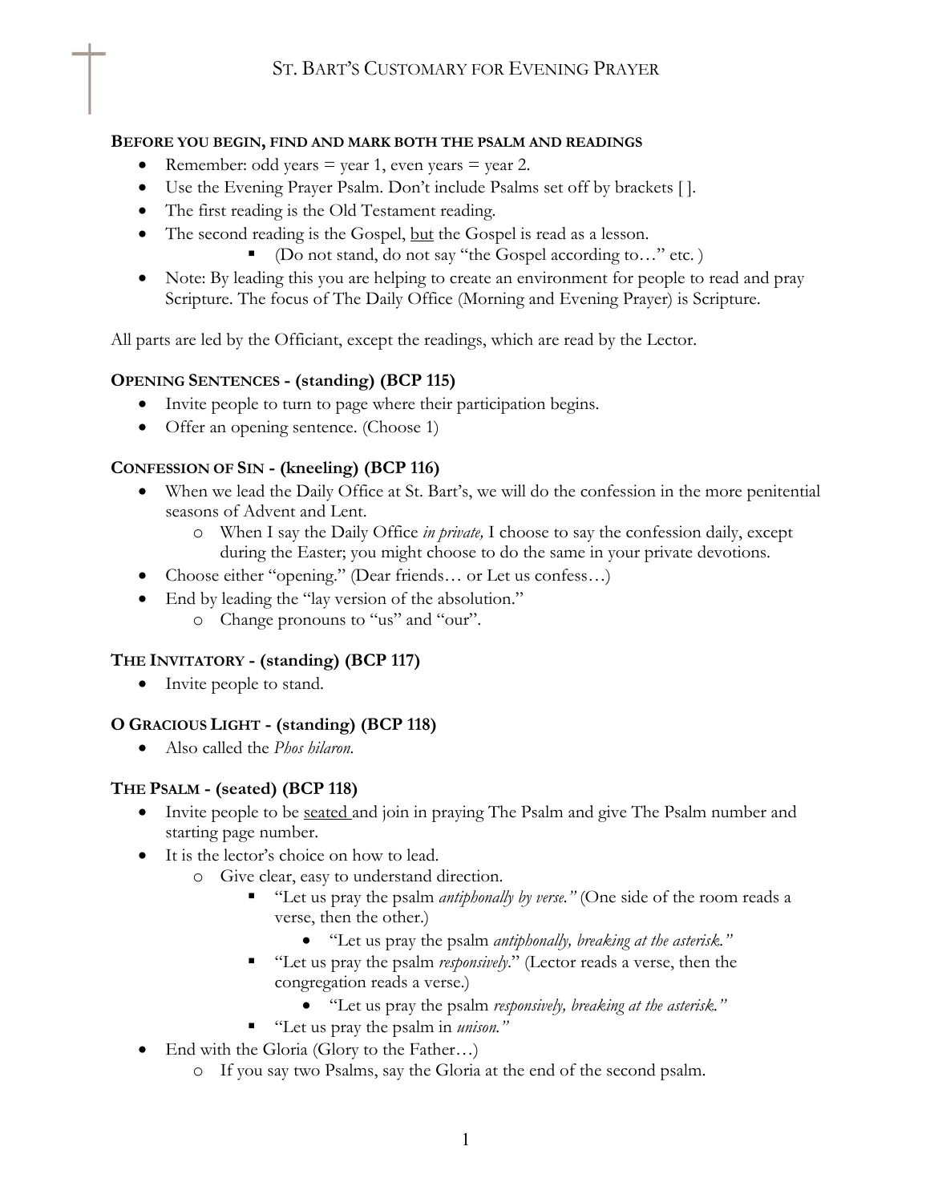# St. Bart's Customary for Evening Prayer

**Before you begin, find and mark both the psalm and readings**

- Remember: odd years = year 1, even years = year 2.
- Use the Evening Prayer Psalm. Don't include Psalms set off by brackets [ ].
- The first reading is the Old Testament reading.
- The second reading is the Gospel, <u>but</u> the Gospel is read as a lesson.
  - (Do not stand, do not say "the Gospel according to…" etc. )
- Note: By leading this you are helping to create an environment for people to read and pray Scripture. The focus of The Daily Office (Morning and Evening Prayer) is Scripture.

All parts are led by the Officiant, except the readings, which are read by the Lector.

**Opening Sentences - (standing) (BCP 115)**

- Invite people to turn to page where their participation begins.
- Offer an opening sentence. (Choose 1)

**Confession of Sin - (kneeling) (BCP 116)**

- When we lead the Daily Office at St. Bart's, we will do the confession in the more penitential seasons of Advent and Lent.
  - When I say the Daily Office *in private,* I choose to say the confession daily, except during the Easter; you might choose to do the same in your private devotions.
- Choose either "opening." (Dear friends… or Let us confess…)
- End by leading the "lay version of the absolution."
  - Change pronouns to "us" and "our".

**The Invitatory - (standing) (BCP 117)**

- Invite people to stand.

**O Gracious Light - (standing) (BCP 118)**

- Also called the *Phos hilaron.*

**The Psalm - (seated) (BCP 118)**

- Invite people to be <u>seated</u> and join in praying The Psalm and give The Psalm number and starting page number.
- It is the lector's choice on how to lead.
  - Give clear, easy to understand direction.
    - "Let us pray the psalm *antiphonally by verse."* (One side of the room reads a verse, then the other.)
      - "Let us pray the psalm *antiphonally, breaking at the asterisk."*
    - "Let us pray the psalm *responsively*." (Lector reads a verse, then the congregation reads a verse.)
      - "Let us pray the psalm *responsively, breaking at the asterisk."*
    - "Let us pray the psalm in *unison."*
- End with the Gloria (Glory to the Father…)
  - If you say two Psalms, say the Gloria at the end of the second psalm.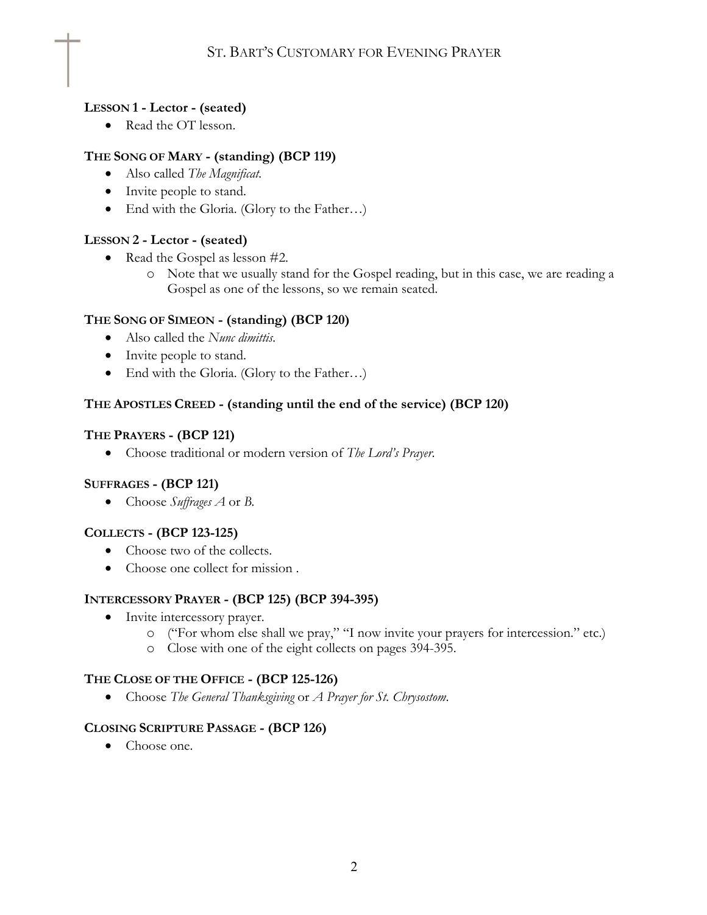**LESSON 1 - Lector - (seated)**

- Read the OT lesson.

**THE SONG OF MARY - (standing) (BCP 119)**

- Also called *The Magnificat.*
- Invite people to stand.
- End with the Gloria. (Glory to the Father…)

**LESSON 2 - Lector - (seated)**

- Read the Gospel as lesson #2.
  - Note that we usually stand for the Gospel reading, but in this case, we are reading a Gospel as one of the lessons, so we remain seated.

**THE SONG OF SIMEON - (standing) (BCP 120)**

- Also called the *Nunc dimittis.*
- Invite people to stand.
- End with the Gloria. (Glory to the Father…)

**THE APOSTLES CREED - (standing until the end of the service) (BCP 120)**

**THE PRAYERS - (BCP 121)**

- Choose traditional or modern version of *The Lord's Prayer.*

**SUFFRAGES - (BCP 121)**

- Choose *Suffrages A* or *B.*

**COLLECTS - (BCP 123-125)**

- Choose two of the collects.
- Choose one collect for mission .

**INTERCESSORY PRAYER - (BCP 125) (BCP 394-395)**

- Invite intercessory prayer.
  - ("For whom else shall we pray," "I now invite your prayers for intercession." etc.)
  - Close with one of the eight collects on pages 394-395.

**THE CLOSE OF THE OFFICE - (BCP 125-126)**

- Choose *The General Thanksgiving* or *A Prayer for St. Chrysostom.*

**CLOSING SCRIPTURE PASSAGE - (BCP 126)**

- Choose one.